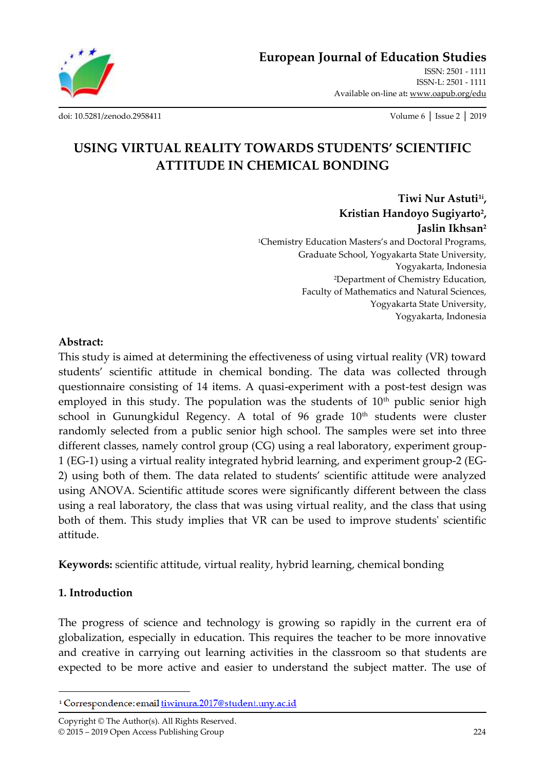# USING VIRTUAL REALITY TOWARDS STUDENTS' SCIENTIFIC ATTITUDE IN CHEMICAL BONDING

**Tiwi Nur Astuti[1i], Kristian Handoyo Sugiyarto[2], Jaslin Ikhsan[2]**

[1]Chemistry Education Masters's and Doctoral Programs, Graduate School, Yogyakarta State University, Yogyakarta, Indonesia

[2]Department of Chemistry Education, Faculty of Mathematics and Natural Sciences, Yogyakarta State University, Yogyakarta, Indonesia

**Abstract:**

This study is aimed at determining the effectiveness of using virtual reality (VR) toward students' scientific attitude in chemical bonding. The data was collected through questionnaire consisting of 14 items. A quasi-experiment with a post-test design was employed in this study. The population was the students of 10th public senior high school in Gunungkidul Regency. A total of 96 grade 10th students were cluster randomly selected from a public senior high school. The samples were set into three different classes, namely control group (CG) using a real laboratory, experiment group-1 (EG-1) using a virtual reality integrated hybrid learning, and experiment group-2 (EG-2) using both of them. The data related to students' scientific attitude were analyzed using ANOVA. Scientific attitude scores were significantly different between the class using a real laboratory, the class that was using virtual reality, and the class that using both of them. This study implies that VR can be used to improve students' scientific attitude.

**Keywords:** scientific attitude, virtual reality, hybrid learning, chemical bonding

## 1. Introduction

The progress of science and technology is growing so rapidly in the current era of globalization, especially in education. This requires the teacher to be more innovative and creative in carrying out learning activities in the classroom so that students are expected to be more active and easier to understand the subject matter. The use of

[i] Correspondence: email tiwinura.2017@student.uny.ac.id

Copyright © The Author(s). All Rights Reserved.
© 2015 – 2019 Open Access Publishing Group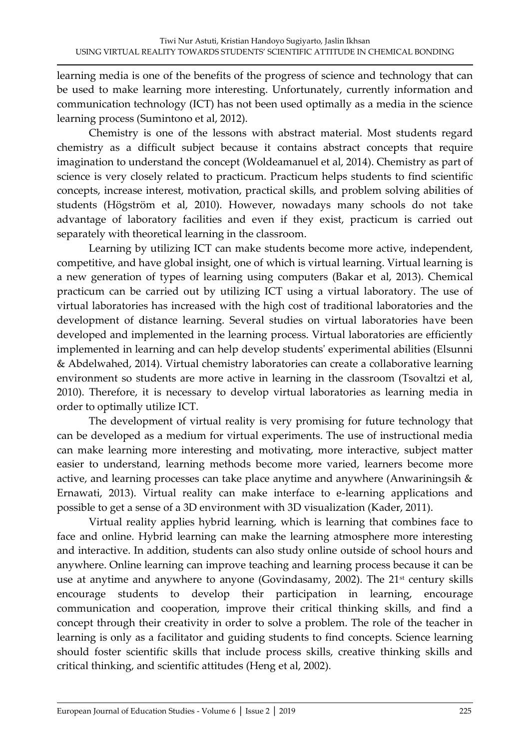learning media is one of the benefits of the progress of science and technology that can be used to make learning more interesting. Unfortunately, currently information and communication technology (ICT) has not been used optimally as a media in the science learning process (Sumintono et al, 2012).

Chemistry is one of the lessons with abstract material. Most students regard chemistry as a difficult subject because it contains abstract concepts that require imagination to understand the concept (Woldeamanuel et al, 2014). Chemistry as part of science is very closely related to practicum. Practicum helps students to find scientific concepts, increase interest, motivation, practical skills, and problem solving abilities of students (Högström et al, 2010). However, nowadays many schools do not take advantage of laboratory facilities and even if they exist, practicum is carried out separately with theoretical learning in the classroom.

Learning by utilizing ICT can make students become more active, independent, competitive, and have global insight, one of which is virtual learning. Virtual learning is a new generation of types of learning using computers (Bakar et al, 2013). Chemical practicum can be carried out by utilizing ICT using a virtual laboratory. The use of virtual laboratories has increased with the high cost of traditional laboratories and the development of distance learning. Several studies on virtual laboratories have been developed and implemented in the learning process. Virtual laboratories are efficiently implemented in learning and can help develop students' experimental abilities (Elsunni & Abdelwahed, 2014). Virtual chemistry laboratories can create a collaborative learning environment so students are more active in learning in the classroom (Tsovaltzi et al, 2010). Therefore, it is necessary to develop virtual laboratories as learning media in order to optimally utilize ICT.

The development of virtual reality is very promising for future technology that can be developed as a medium for virtual experiments. The use of instructional media can make learning more interesting and motivating, more interactive, subject matter easier to understand, learning methods become more varied, learners become more active, and learning processes can take place anytime and anywhere (Anwariningsih & Ernawati, 2013). Virtual reality can make interface to e-learning applications and possible to get a sense of a 3D environment with 3D visualization (Kader, 2011).

Virtual reality applies hybrid learning, which is learning that combines face to face and online. Hybrid learning can make the learning atmosphere more interesting and interactive. In addition, students can also study online outside of school hours and anywhere. Online learning can improve teaching and learning process because it can be use at anytime and anywhere to anyone (Govindasamy, 2002). The 21st century skills encourage students to develop their participation in learning, encourage communication and cooperation, improve their critical thinking skills, and find a concept through their creativity in order to solve a problem. The role of the teacher in learning is only as a facilitator and guiding students to find concepts. Science learning should foster scientific skills that include process skills, creative thinking skills and critical thinking, and scientific attitudes (Heng et al, 2002).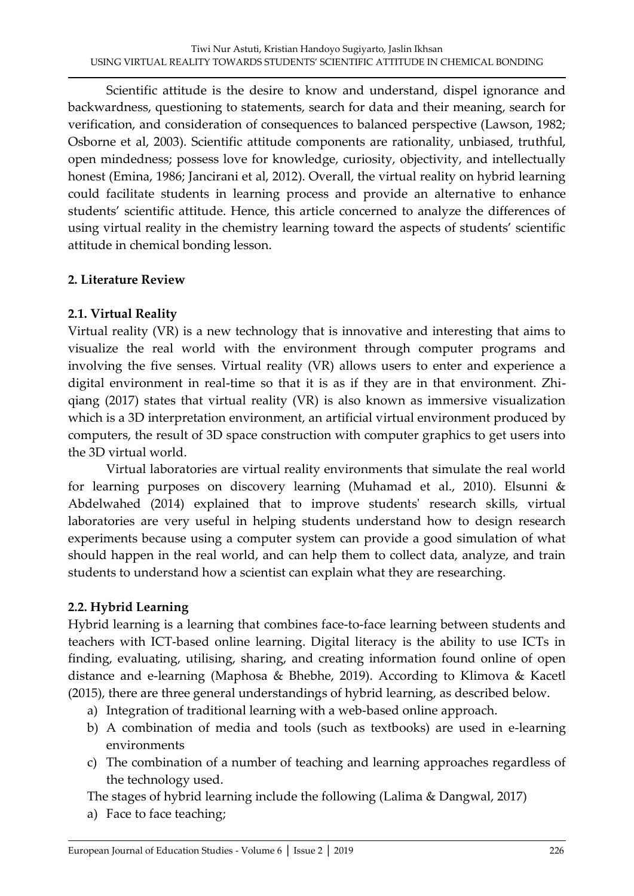Scientific attitude is the desire to know and understand, dispel ignorance and backwardness, questioning to statements, search for data and their meaning, search for verification, and consideration of consequences to balanced perspective (Lawson, 1982; Osborne et al, 2003). Scientific attitude components are rationality, unbiased, truthful, open mindedness; possess love for knowledge, curiosity, objectivity, and intellectually honest (Emina, 1986; Jancirani et al, 2012). Overall, the virtual reality on hybrid learning could facilitate students in learning process and provide an alternative to enhance students' scientific attitude. Hence, this article concerned to analyze the differences of using virtual reality in the chemistry learning toward the aspects of students' scientific attitude in chemical bonding lesson.

## 2. Literature Review

### 2.1. Virtual Reality

Virtual reality (VR) is a new technology that is innovative and interesting that aims to visualize the real world with the environment through computer programs and involving the five senses. Virtual reality (VR) allows users to enter and experience a digital environment in real-time so that it is as if they are in that environment. Zhi-qiang (2017) states that virtual reality (VR) is also known as immersive visualization which is a 3D interpretation environment, an artificial virtual environment produced by computers, the result of 3D space construction with computer graphics to get users into the 3D virtual world.

Virtual laboratories are virtual reality environments that simulate the real world for learning purposes on discovery learning (Muhamad et al., 2010). Elsunni & Abdelwahed (2014) explained that to improve students' research skills, virtual laboratories are very useful in helping students understand how to design research experiments because using a computer system can provide a good simulation of what should happen in the real world, and can help them to collect data, analyze, and train students to understand how a scientist can explain what they are researching.

### 2.2. Hybrid Learning

Hybrid learning is a learning that combines face-to-face learning between students and teachers with ICT-based online learning. Digital literacy is the ability to use ICTs in finding, evaluating, utilising, sharing, and creating information found online of open distance and e-learning (Maphosa & Bhebhe, 2019). According to Klimova & Kacetl (2015), there are three general understandings of hybrid learning, as described below.

a) Integration of traditional learning with a web-based online approach.
b) A combination of media and tools (such as textbooks) are used in e-learning environments
c) The combination of a number of teaching and learning approaches regardless of the technology used.

The stages of hybrid learning include the following (Lalima & Dangwal, 2017)

a) Face to face teaching;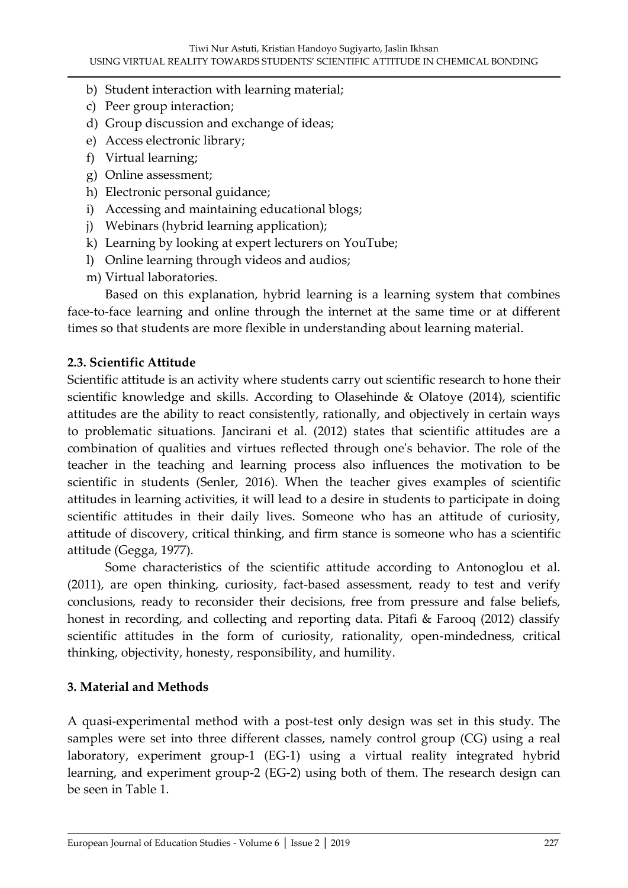b) Student interaction with learning material;
c) Peer group interaction;
d) Group discussion and exchange of ideas;
e) Access electronic library;
f) Virtual learning;
g) Online assessment;
h) Electronic personal guidance;
i) Accessing and maintaining educational blogs;
j) Webinars (hybrid learning application);
k) Learning by looking at expert lecturers on YouTube;
l) Online learning through videos and audios;
m) Virtual laboratories.

Based on this explanation, hybrid learning is a learning system that combines face-to-face learning and online through the internet at the same time or at different times so that students are more flexible in understanding about learning material.

### 2.3. Scientific Attitude

Scientific attitude is an activity where students carry out scientific research to hone their scientific knowledge and skills. According to Olasehinde & Olatoye (2014), scientific attitudes are the ability to react consistently, rationally, and objectively in certain ways to problematic situations. Jancirani et al. (2012) states that scientific attitudes are a combination of qualities and virtues reflected through one's behavior. The role of the teacher in the teaching and learning process also influences the motivation to be scientific in students (Senler, 2016). When the teacher gives examples of scientific attitudes in learning activities, it will lead to a desire in students to participate in doing scientific attitudes in their daily lives. Someone who has an attitude of curiosity, attitude of discovery, critical thinking, and firm stance is someone who has a scientific attitude (Gegga, 1977).

Some characteristics of the scientific attitude according to Antonoglou et al. (2011), are open thinking, curiosity, fact-based assessment, ready to test and verify conclusions, ready to reconsider their decisions, free from pressure and false beliefs, honest in recording, and collecting and reporting data. Pitafi & Farooq (2012) classify scientific attitudes in the form of curiosity, rationality, open-mindedness, critical thinking, objectivity, honesty, responsibility, and humility.

## 3. Material and Methods

A quasi-experimental method with a post-test only design was set in this study. The samples were set into three different classes, namely control group (CG) using a real laboratory, experiment group-1 (EG-1) using a virtual reality integrated hybrid learning, and experiment group-2 (EG-2) using both of them. The research design can be seen in Table 1.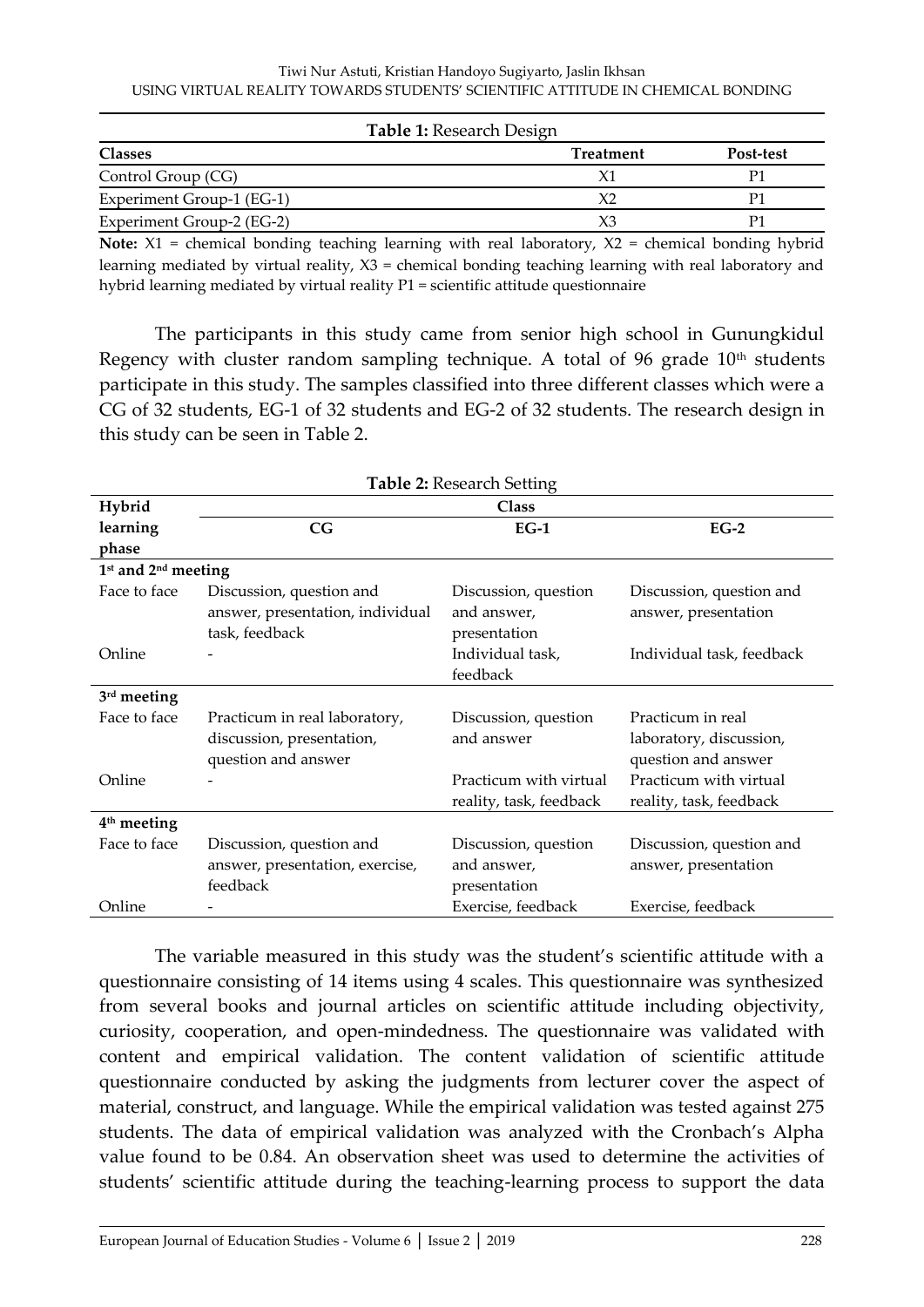**Table 1:** Research Design

| Classes | Treatment | Post-test |
|---|---|---|
| Control Group (CG) | X1 | P1 |
| Experiment Group-1 (EG-1) | X2 | P1 |
| Experiment Group-2 (EG-2) | X3 | P1 |

**Note:** X1 = chemical bonding teaching learning with real laboratory, X2 = chemical bonding hybrid learning mediated by virtual reality, X3 = chemical bonding teaching learning with real laboratory and hybrid learning mediated by virtual reality P1 = scientific attitude questionnaire

The participants in this study came from senior high school in Gunungkidul Regency with cluster random sampling technique. A total of 96 grade 10th students participate in this study. The samples classified into three different classes which were a CG of 32 students, EG-1 of 32 students and EG-2 of 32 students. The research design in this study can be seen in Table 2.

**Table 2:** Research Setting

| Hybrid learning phase | Class | | |
|---|---|---|---|
| | CG | EG-1 | EG-2 |
| **1st and 2nd meeting** | | | |
| Face to face | Discussion, question and answer, presentation, individual task, feedback | Discussion, question and answer, presentation | Discussion, question and answer, presentation |
| Online | - | Individual task, feedback | Individual task, feedback |
| **3rd meeting** | | | |
| Face to face | Practicum in real laboratory, discussion, presentation, question and answer | Discussion, question and answer | Practicum in real laboratory, discussion, question and answer |
| Online | - | Practicum with virtual reality, task, feedback | Practicum with virtual reality, task, feedback |
| **4th meeting** | | | |
| Face to face | Discussion, question and answer, presentation, exercise, feedback | Discussion, question and answer, presentation | Discussion, question and answer, presentation |
| Online | - | Exercise, feedback | Exercise, feedback |

The variable measured in this study was the student's scientific attitude with a questionnaire consisting of 14 items using 4 scales. This questionnaire was synthesized from several books and journal articles on scientific attitude including objectivity, curiosity, cooperation, and open-mindedness. The questionnaire was validated with content and empirical validation. The content validation of scientific attitude questionnaire conducted by asking the judgments from lecturer cover the aspect of material, construct, and language. While the empirical validation was tested against 275 students. The data of empirical validation was analyzed with the Cronbach's Alpha value found to be 0.84. An observation sheet was used to determine the activities of students' scientific attitude during the teaching-learning process to support the data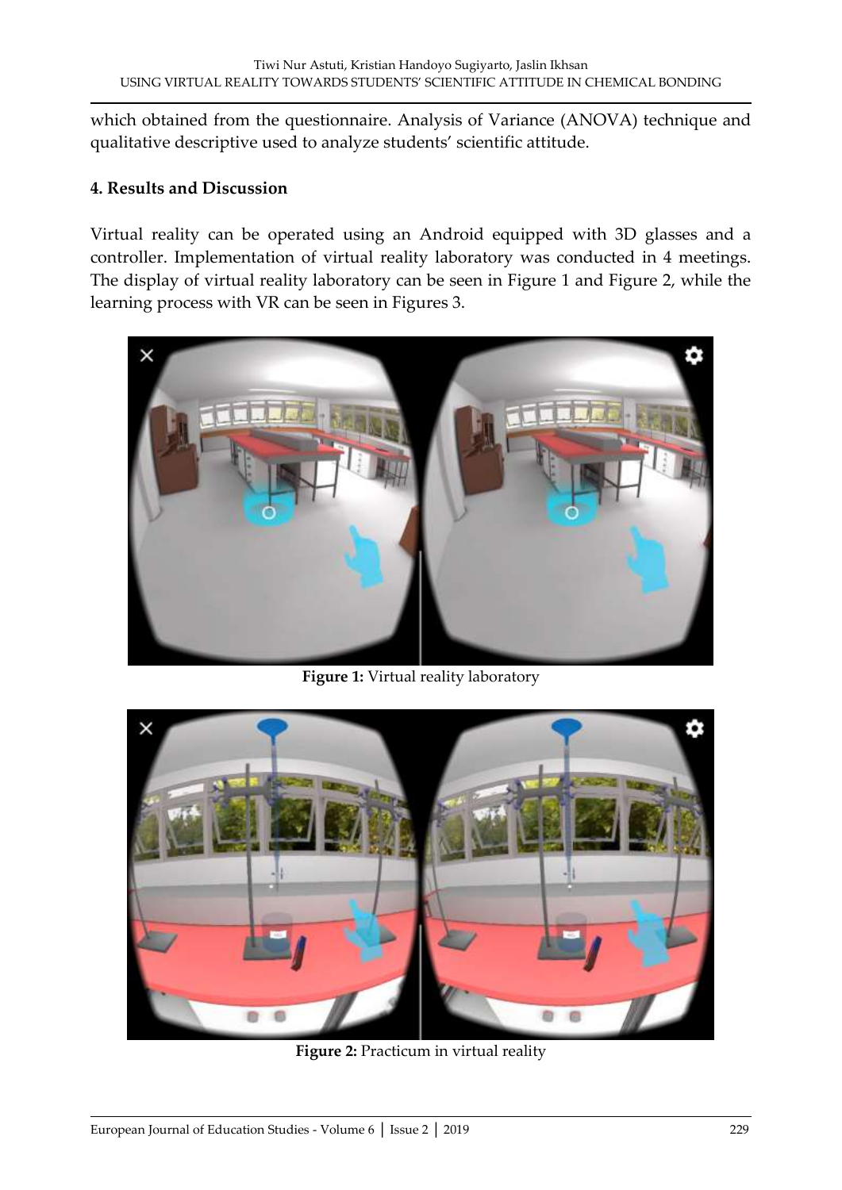which obtained from the questionnaire. Analysis of Variance (ANOVA) technique and qualitative descriptive used to analyze students' scientific attitude.

### 4. Results and Discussion

Virtual reality can be operated using an Android equipped with 3D glasses and a controller. Implementation of virtual reality laboratory was conducted in 4 meetings. The display of virtual reality laboratory can be seen in Figure 1 and Figure 2, while the learning process with VR can be seen in Figures 3.

**Figure 1:** Virtual reality laboratory

**Figure 2:** Practicum in virtual reality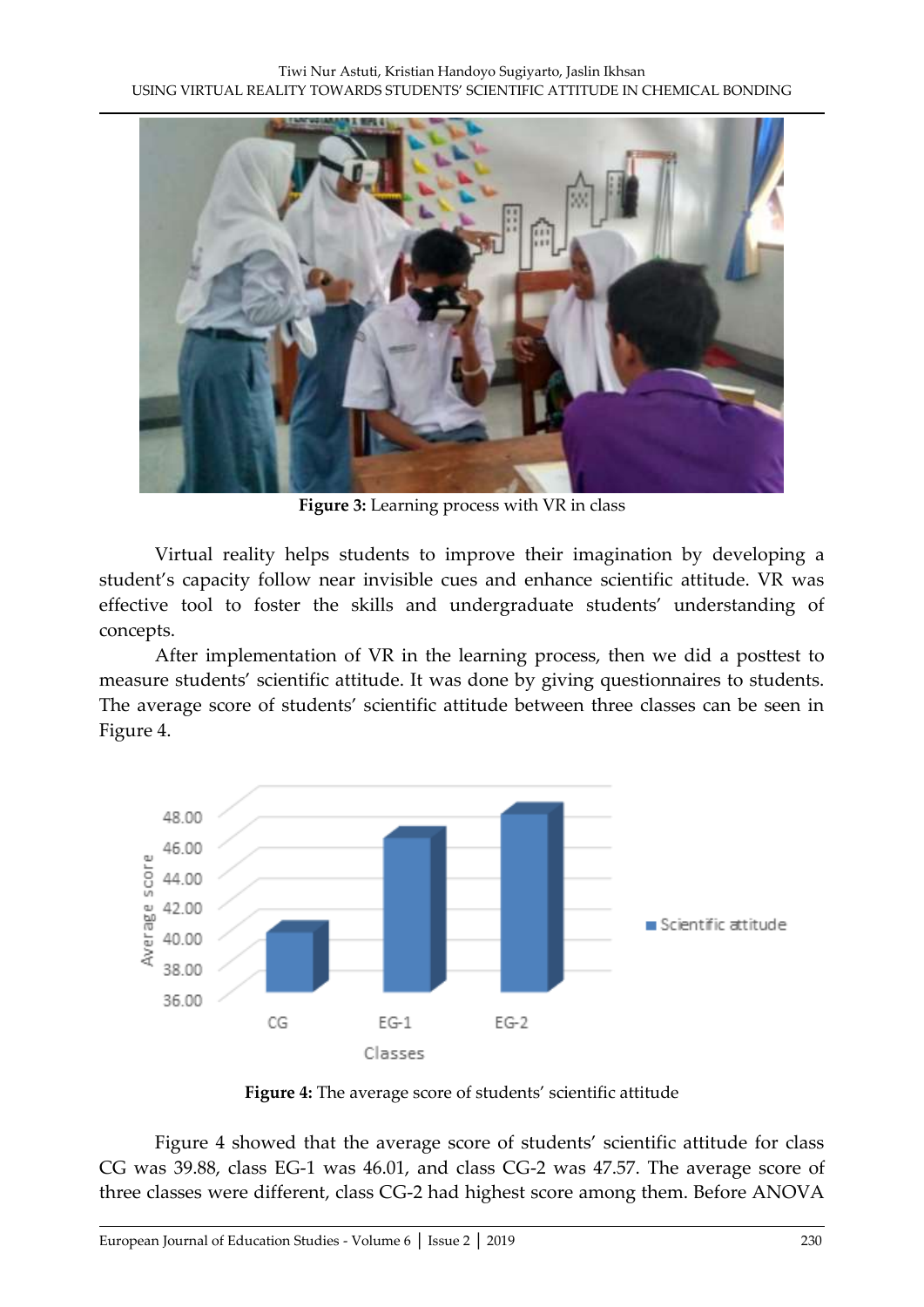**Figure 3:** Learning process with VR in class

Virtual reality helps students to improve their imagination by developing a student's capacity follow near invisible cues and enhance scientific attitude. VR was effective tool to foster the skills and undergraduate students' understanding of concepts.

After implementation of VR in the learning process, then we did a posttest to measure students' scientific attitude. It was done by giving questionnaires to students. The average score of students' scientific attitude between three classes can be seen in Figure 4.

**Figure 4:** The average score of students' scientific attitude

Figure 4 showed that the average score of students' scientific attitude for class CG was 39.88, class EG-1 was 46.01, and class CG-2 was 47.57. The average score of three classes were different, class CG-2 had highest score among them. Before ANOVA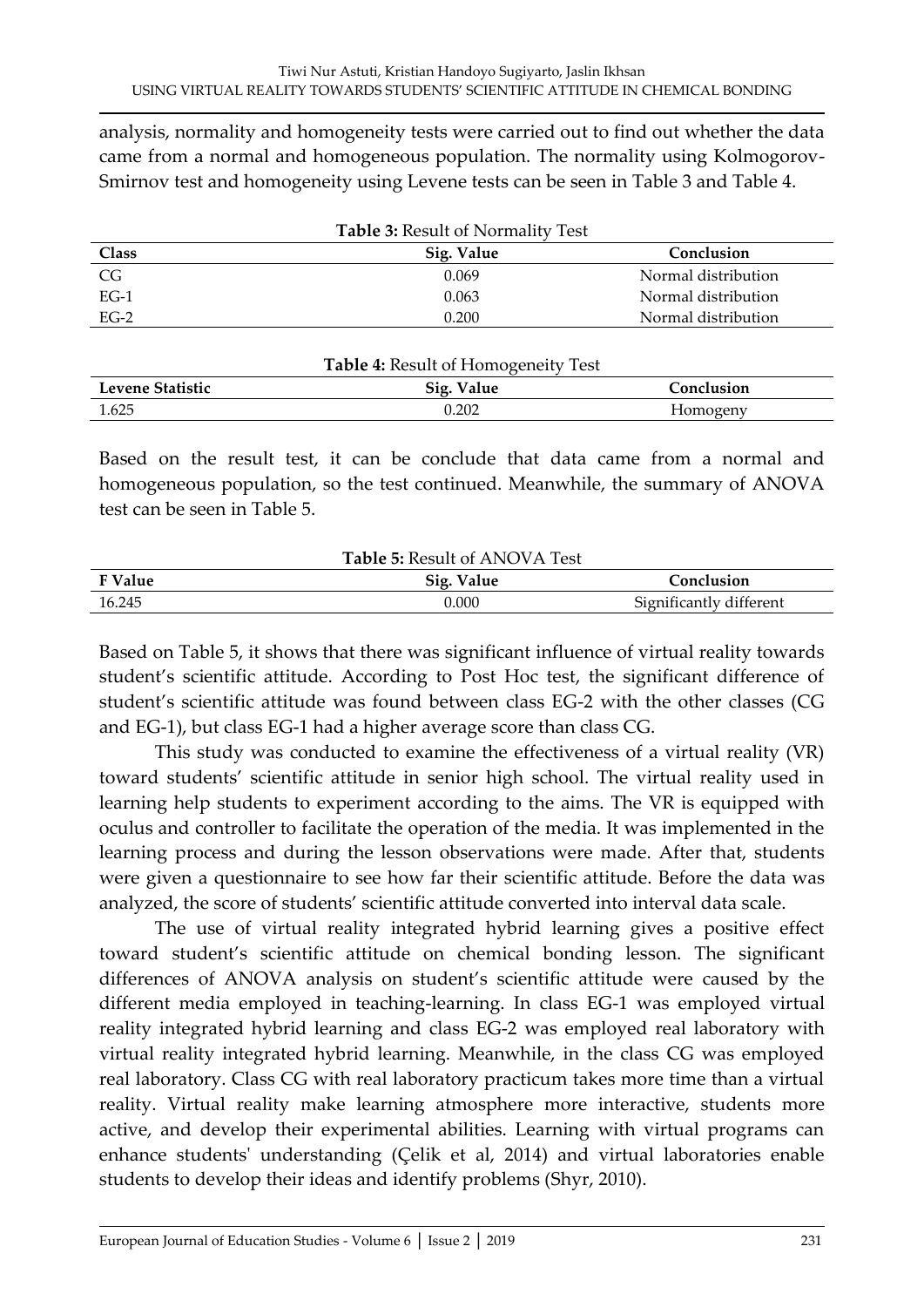analysis, normality and homogeneity tests were carried out to find out whether the data came from a normal and homogeneous population. The normality using Kolmogorov-Smirnov test and homogeneity using Levene tests can be seen in Table 3 and Table 4.

**Table 3:** Result of Normality Test

| Class | Sig. Value | Conclusion |
|---|---|---|
| CG | 0.069 | Normal distribution |
| EG-1 | 0.063 | Normal distribution |
| EG-2 | 0.200 | Normal distribution |

**Table 4:** Result of Homogeneity Test

| Levene Statistic | Sig. Value | Conclusion |
|---|---|---|
| 1.625 | 0.202 | Homogeny |

Based on the result test, it can be conclude that data came from a normal and homogeneous population, so the test continued. Meanwhile, the summary of ANOVA test can be seen in Table 5.

**Table 5:** Result of ANOVA Test

| F Value | Sig. Value | Conclusion |
|---|---|---|
| 16.245 | 0.000 | Significantly different |

Based on Table 5, it shows that there was significant influence of virtual reality towards student's scientific attitude. According to Post Hoc test, the significant difference of student's scientific attitude was found between class EG-2 with the other classes (CG and EG-1), but class EG-1 had a higher average score than class CG.

This study was conducted to examine the effectiveness of a virtual reality (VR) toward students' scientific attitude in senior high school. The virtual reality used in learning help students to experiment according to the aims. The VR is equipped with oculus and controller to facilitate the operation of the media. It was implemented in the learning process and during the lesson observations were made. After that, students were given a questionnaire to see how far their scientific attitude. Before the data was analyzed, the score of students' scientific attitude converted into interval data scale.

The use of virtual reality integrated hybrid learning gives a positive effect toward student's scientific attitude on chemical bonding lesson. The significant differences of ANOVA analysis on student's scientific attitude were caused by the different media employed in teaching-learning. In class EG-1 was employed virtual reality integrated hybrid learning and class EG-2 was employed real laboratory with virtual reality integrated hybrid learning. Meanwhile, in the class CG was employed real laboratory. Class CG with real laboratory practicum takes more time than a virtual reality. Virtual reality make learning atmosphere more interactive, students more active, and develop their experimental abilities. Learning with virtual programs can enhance students' understanding (Çelik et al, 2014) and virtual laboratories enable students to develop their ideas and identify problems (Shyr, 2010).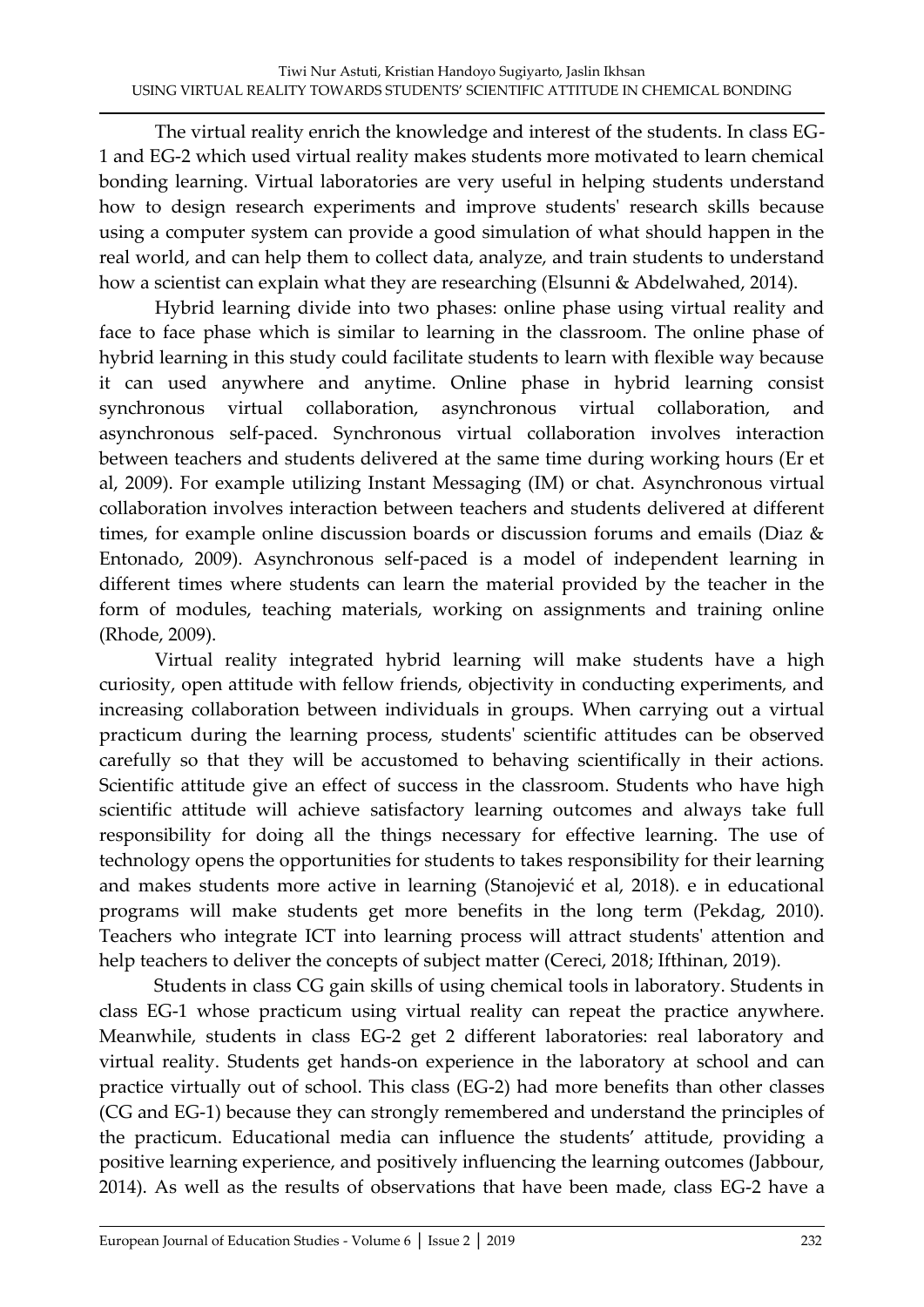The virtual reality enrich the knowledge and interest of the students. In class EG-1 and EG-2 which used virtual reality makes students more motivated to learn chemical bonding learning. Virtual laboratories are very useful in helping students understand how to design research experiments and improve students' research skills because using a computer system can provide a good simulation of what should happen in the real world, and can help them to collect data, analyze, and train students to understand how a scientist can explain what they are researching (Elsunni & Abdelwahed, 2014).

Hybrid learning divide into two phases: online phase using virtual reality and face to face phase which is similar to learning in the classroom. The online phase of hybrid learning in this study could facilitate students to learn with flexible way because it can used anywhere and anytime. Online phase in hybrid learning consist synchronous virtual collaboration, asynchronous virtual collaboration, and asynchronous self-paced. Synchronous virtual collaboration involves interaction between teachers and students delivered at the same time during working hours (Er et al, 2009). For example utilizing Instant Messaging (IM) or chat. Asynchronous virtual collaboration involves interaction between teachers and students delivered at different times, for example online discussion boards or discussion forums and emails (Diaz & Entonado, 2009). Asynchronous self-paced is a model of independent learning in different times where students can learn the material provided by the teacher in the form of modules, teaching materials, working on assignments and training online (Rhode, 2009).

Virtual reality integrated hybrid learning will make students have a high curiosity, open attitude with fellow friends, objectivity in conducting experiments, and increasing collaboration between individuals in groups. When carrying out a virtual practicum during the learning process, students' scientific attitudes can be observed carefully so that they will be accustomed to behaving scientifically in their actions. Scientific attitude give an effect of success in the classroom. Students who have high scientific attitude will achieve satisfactory learning outcomes and always take full responsibility for doing all the things necessary for effective learning. The use of technology opens the opportunities for students to takes responsibility for their learning and makes students more active in learning (Stanojević et al, 2018). e in educational programs will make students get more benefits in the long term (Pekdag, 2010). Teachers who integrate ICT into learning process will attract students' attention and help teachers to deliver the concepts of subject matter (Cereci, 2018; Ifthinan, 2019).

Students in class CG gain skills of using chemical tools in laboratory. Students in class EG-1 whose practicum using virtual reality can repeat the practice anywhere. Meanwhile, students in class EG-2 get 2 different laboratories: real laboratory and virtual reality. Students get hands-on experience in the laboratory at school and can practice virtually out of school. This class (EG-2) had more benefits than other classes (CG and EG-1) because they can strongly remembered and understand the principles of the practicum. Educational media can influence the students' attitude, providing a positive learning experience, and positively influencing the learning outcomes (Jabbour, 2014). As well as the results of observations that have been made, class EG-2 have a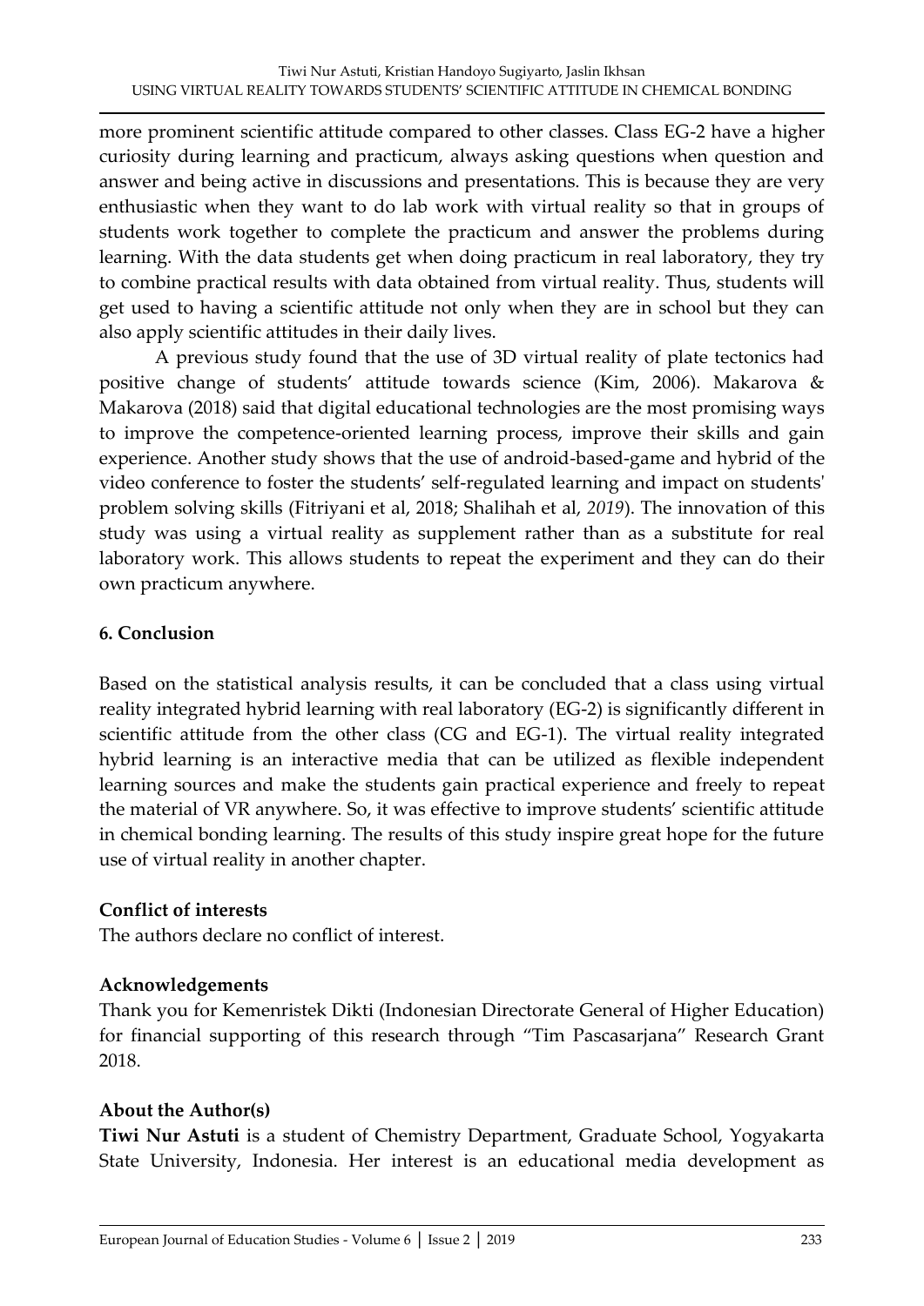more prominent scientific attitude compared to other classes. Class EG-2 have a higher curiosity during learning and practicum, always asking questions when question and answer and being active in discussions and presentations. This is because they are very enthusiastic when they want to do lab work with virtual reality so that in groups of students work together to complete the practicum and answer the problems during learning. With the data students get when doing practicum in real laboratory, they try to combine practical results with data obtained from virtual reality. Thus, students will get used to having a scientific attitude not only when they are in school but they can also apply scientific attitudes in their daily lives.

A previous study found that the use of 3D virtual reality of plate tectonics had positive change of students' attitude towards science (Kim, 2006). Makarova & Makarova (2018) said that digital educational technologies are the most promising ways to improve the competence-oriented learning process, improve their skills and gain experience. Another study shows that the use of android-based-game and hybrid of the video conference to foster the students' self-regulated learning and impact on students' problem solving skills (Fitriyani et al, 2018; Shalihah et al, *2019*). The innovation of this study was using a virtual reality as supplement rather than as a substitute for real laboratory work. This allows students to repeat the experiment and they can do their own practicum anywhere.

## 6. Conclusion

Based on the statistical analysis results, it can be concluded that a class using virtual reality integrated hybrid learning with real laboratory (EG-2) is significantly different in scientific attitude from the other class (CG and EG-1). The virtual reality integrated hybrid learning is an interactive media that can be utilized as flexible independent learning sources and make the students gain practical experience and freely to repeat the material of VR anywhere. So, it was effective to improve students' scientific attitude in chemical bonding learning. The results of this study inspire great hope for the future use of virtual reality in another chapter.

### Conflict of interests

The authors declare no conflict of interest.

### Acknowledgements

Thank you for Kemenristek Dikti (Indonesian Directorate General of Higher Education) for financial supporting of this research through "Tim Pascasarjana" Research Grant 2018.

### About the Author(s)

**Tiwi Nur Astuti** is a student of Chemistry Department, Graduate School, Yogyakarta State University, Indonesia. Her interest is an educational media development as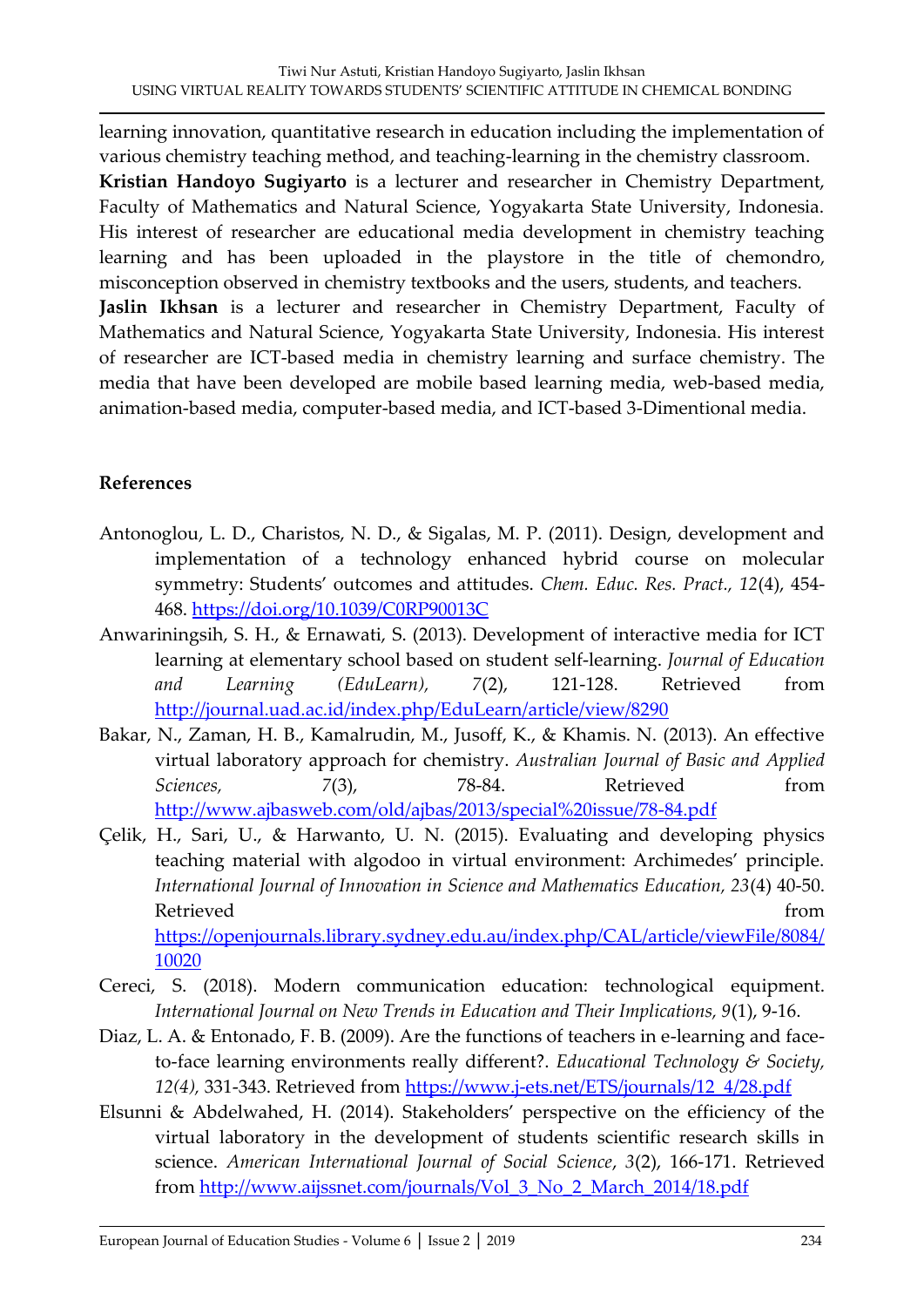learning innovation, quantitative research in education including the implementation of various chemistry teaching method, and teaching-learning in the chemistry classroom.

**Kristian Handoyo Sugiyarto** is a lecturer and researcher in Chemistry Department, Faculty of Mathematics and Natural Science, Yogyakarta State University, Indonesia. His interest of researcher are educational media development in chemistry teaching learning and has been uploaded in the playstore in the title of chemondro, misconception observed in chemistry textbooks and the users, students, and teachers.

**Jaslin Ikhsan** is a lecturer and researcher in Chemistry Department, Faculty of Mathematics and Natural Science, Yogyakarta State University, Indonesia. His interest of researcher are ICT-based media in chemistry learning and surface chemistry. The media that have been developed are mobile based learning media, web-based media, animation-based media, computer-based media, and ICT-based 3-Dimentional media.

## References

Antonoglou, L. D., Charistos, N. D., & Sigalas, M. P. (2011). Design, development and implementation of a technology enhanced hybrid course on molecular symmetry: Students' outcomes and attitudes. *Chem. Educ. Res. Pract., 12*(4), 454-468. https://doi.org/10.1039/C0RP90013C

Anwariningsih, S. H., & Ernawati, S. (2013). Development of interactive media for ICT learning at elementary school based on student self-learning. *Journal of Education and Learning (EduLearn), 7*(2), 121-128. Retrieved from http://journal.uad.ac.id/index.php/EduLearn/article/view/8290

Bakar, N., Zaman, H. B., Kamalrudin, M., Jusoff, K., & Khamis. N. (2013). An effective virtual laboratory approach for chemistry. *Australian Journal of Basic and Applied Sciences, 7*(3), 78-84. Retrieved from http://www.ajbasweb.com/old/ajbas/2013/special%20issue/78-84.pdf

Çelik, H., Sari, U., & Harwanto, U. N. (2015). Evaluating and developing physics teaching material with algodoo in virtual environment: Archimedes' principle. *International Journal of Innovation in Science and Mathematics Education, 23*(4) 40-50. Retrieved from https://openjournals.library.sydney.edu.au/index.php/CAL/article/viewFile/8084/10020

Cereci, S. (2018). Modern communication education: technological equipment. *International Journal on New Trends in Education and Their Implications, 9*(1), 9-16.

Diaz, L. A. & Entonado, F. B. (2009). Are the functions of teachers in e-learning and face-to-face learning environments really different?. *Educational Technology & Society, 12(4),* 331-343. Retrieved from https://www.j-ets.net/ETS/journals/12_4/28.pdf

Elsunni & Abdelwahed, H. (2014). Stakeholders' perspective on the efficiency of the virtual laboratory in the development of students scientific research skills in science. *American International Journal of Social Science*, *3*(2), 166-171. Retrieved from http://www.aijssnet.com/journals/Vol_3_No_2_March_2014/18.pdf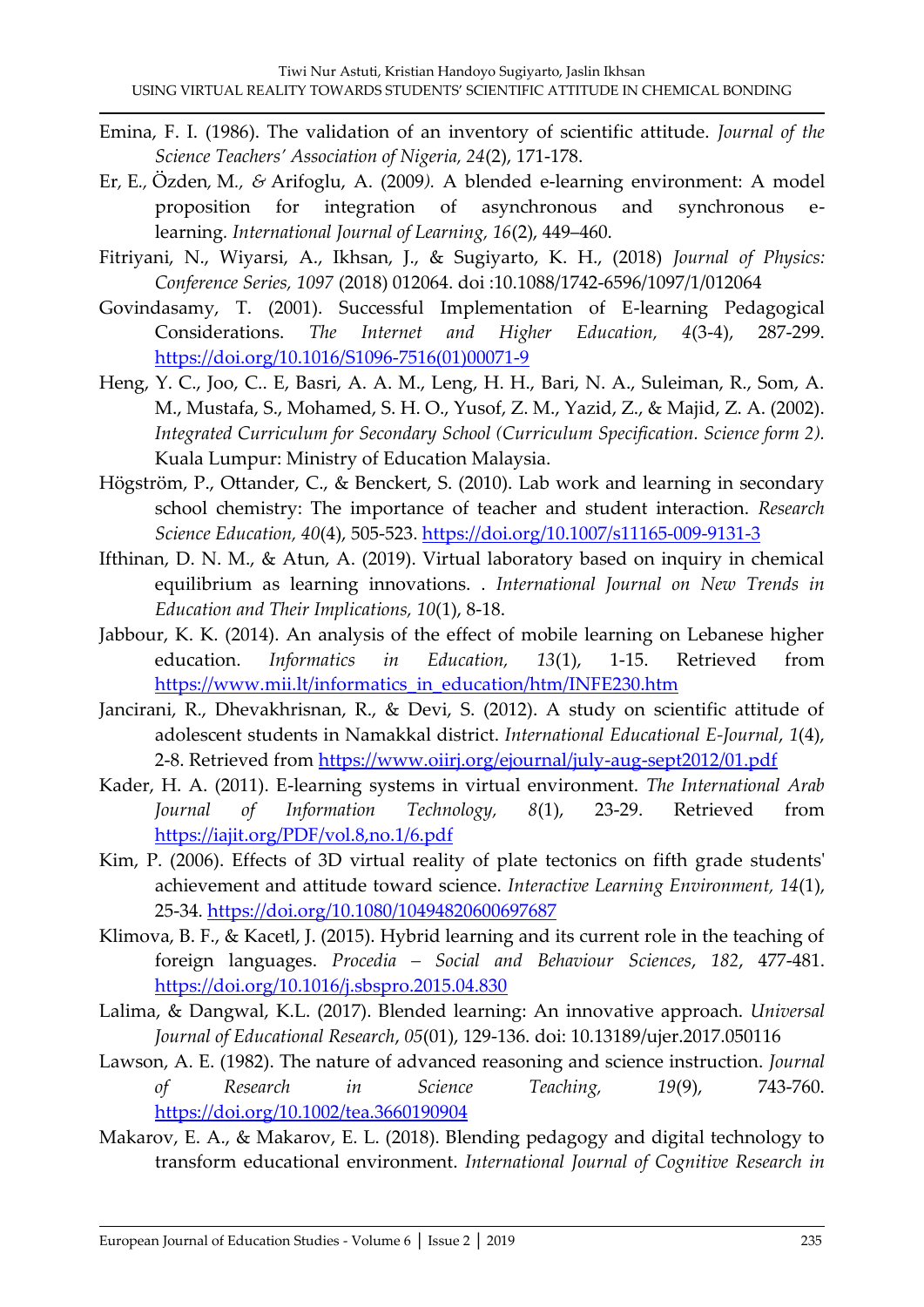Emina, F. I. (1986). The validation of an inventory of scientific attitude. *Journal of the Science Teachers' Association of Nigeria, 24*(2), 171-178.

Er, E., Özden, M., & Arifoglu, A. (2009). A blended e-learning environment: A model proposition for integration of asynchronous and synchronous e-learning. *International Journal of Learning, 16*(2), 449–460.

Fitriyani, N., Wiyarsi, A., Ikhsan, J., & Sugiyarto, K. H., (2018) *Journal of Physics: Conference Series, 1097* (2018) 012064. doi :10.1088/1742-6596/1097/1/012064

Govindasamy, T. (2001). Successful Implementation of E-learning Pedagogical Considerations. *The Internet and Higher Education, 4*(3-4), 287-299. https://doi.org/10.1016/S1096-7516(01)00071-9

Heng, Y. C., Joo, C.. E, Basri, A. A. M., Leng, H. H., Bari, N. A., Suleiman, R., Som, A. M., Mustafa, S., Mohamed, S. H. O., Yusof, Z. M., Yazid, Z., & Majid, Z. A. (2002). *Integrated Curriculum for Secondary School (Curriculum Specification. Science form 2).* Kuala Lumpur: Ministry of Education Malaysia.

Högström, P., Ottander, C., & Benckert, S. (2010). Lab work and learning in secondary school chemistry: The importance of teacher and student interaction. *Research Science Education, 40*(4), 505-523. https://doi.org/10.1007/s11165-009-9131-3

Ifthinan, D. N. M., & Atun, A. (2019). Virtual laboratory based on inquiry in chemical equilibrium as learning innovations. . *International Journal on New Trends in Education and Their Implications, 10*(1), 8-18.

Jabbour, K. K. (2014). An analysis of the effect of mobile learning on Lebanese higher education. *Informatics in Education, 13*(1), 1-15. Retrieved from https://www.mii.lt/informatics_in_education/htm/INFE230.htm

Jancirani, R., Dhevakhrisnan, R., & Devi, S. (2012). A study on scientific attitude of adolescent students in Namakkal district. *International Educational E-Journal, 1*(4), 2-8. Retrieved from https://www.oiirj.org/ejournal/july-aug-sept2012/01.pdf

Kader, H. A. (2011). E-learning systems in virtual environment. *The International Arab Journal of Information Technology, 8*(1), 23-29. Retrieved from https://iajit.org/PDF/vol.8,no.1/6.pdf

Kim, P. (2006). Effects of 3D virtual reality of plate tectonics on fifth grade students' achievement and attitude toward science. *Interactive Learning Environment, 14*(1), 25-34. https://doi.org/10.1080/10494820600697687

Klimova, B. F., & Kacetl, J. (2015). Hybrid learning and its current role in the teaching of foreign languages. *Procedia – Social and Behaviour Sciences, 182*, 477-481. https://doi.org/10.1016/j.sbspro.2015.04.830

Lalima, & Dangwal, K.L. (2017). Blended learning: An innovative approach. *Universal Journal of Educational Research, 05*(01), 129-136. doi: 10.13189/ujer.2017.050116

Lawson, A. E. (1982). The nature of advanced reasoning and science instruction. *Journal of Research in Science Teaching, 19*(9), 743-760. https://doi.org/10.1002/tea.3660190904

Makarov, E. A., & Makarov, E. L. (2018). Blending pedagogy and digital technology to transform educational environment. *International Journal of Cognitive Research in*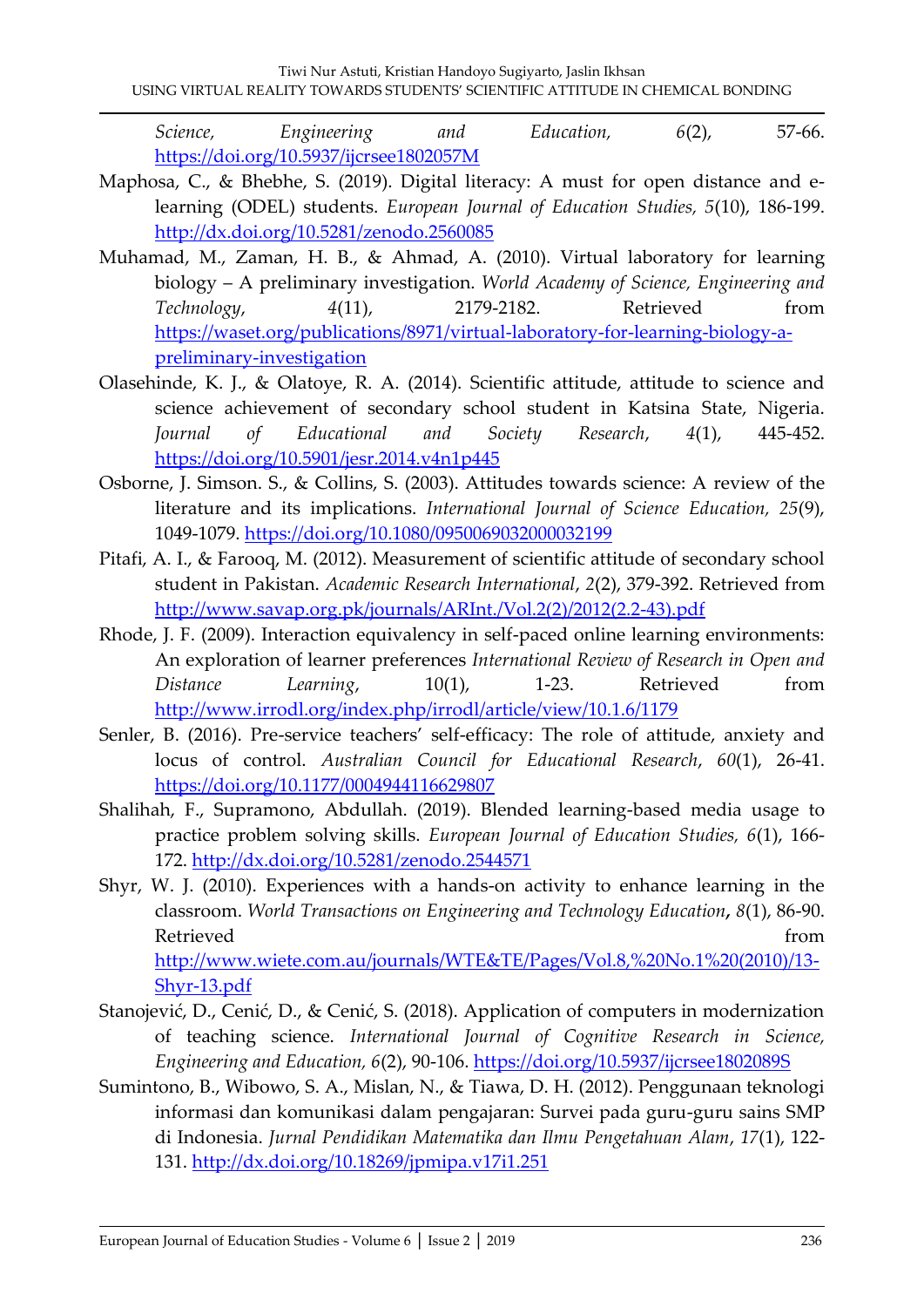*Science, Engineering and Education, 6*(2), 57-66. https://doi.org/10.5937/ijcrsee1802057M

Maphosa, C., & Bhebhe, S. (2019). Digital literacy: A must for open distance and e-learning (ODEL) students. *European Journal of Education Studies, 5*(10), 186-199. http://dx.doi.org/10.5281/zenodo.2560085

Muhamad, M., Zaman, H. B., & Ahmad, A. (2010). Virtual laboratory for learning biology – A preliminary investigation. *World Academy of Science, Engineering and Technology*, *4*(11), 2179-2182. Retrieved from https://waset.org/publications/8971/virtual-laboratory-for-learning-biology-a-preliminary-investigation

Olasehinde, K. J., & Olatoye, R. A. (2014). Scientific attitude, attitude to science and science achievement of secondary school student in Katsina State, Nigeria. *Journal of Educational and Society Research*, *4*(1), 445-452. https://doi.org/10.5901/jesr.2014.v4n1p445

Osborne, J. Simson. S., & Collins, S. (2003). Attitudes towards science: A review of the literature and its implications. *International Journal of Science Education, 25*(9), 1049-1079. https://doi.org/10.1080/0950069032000032199

Pitafi, A. I., & Farooq, M. (2012). Measurement of scientific attitude of secondary school student in Pakistan. *Academic Research International*, *2*(2), 379-392. Retrieved from http://www.savap.org.pk/journals/ARInt./Vol.2(2)/2012(2.2-43).pdf

Rhode, J. F. (2009). Interaction equivalency in self-paced online learning environments: An exploration of learner preferences *International Review of Research in Open and Distance Learning*, 10(1), 1-23. Retrieved from http://www.irrodl.org/index.php/irrodl/article/view/10.1.6/1179

Senler, B. (2016). Pre-service teachers' self-efficacy: The role of attitude, anxiety and locus of control. *Australian Council for Educational Research*, *60*(1), 26-41. https://doi.org/10.1177/0004944116629807

Shalihah, F., Supramono, Abdullah. (2019). Blended learning-based media usage to practice problem solving skills. *European Journal of Education Studies, 6*(1), 166-172. http://dx.doi.org/10.5281/zenodo.2544571

Shyr, W. J. (2010). Experiences with a hands-on activity to enhance learning in the classroom. *World Transactions on Engineering and Technology Education***,** *8*(1), 86-90. Retrieved from http://www.wiete.com.au/journals/WTE&TE/Pages/Vol.8,%20No.1%20(2010)/13-Shyr-13.pdf

Stanojević, D., Cenić, D., & Cenić, S. (2018). Application of computers in modernization of teaching science. *International Journal of Cognitive Research in Science, Engineering and Education, 6*(2), 90-106. https://doi.org/10.5937/ijcrsee1802089S

Sumintono, B., Wibowo, S. A., Mislan, N., & Tiawa, D. H. (2012). Penggunaan teknologi informasi dan komunikasi dalam pengajaran: Survei pada guru-guru sains SMP di Indonesia. *Jurnal Pendidikan Matematika dan Ilmu Pengetahuan Alam*, *17*(1), 122-131. http://dx.doi.org/10.18269/jpmipa.v17i1.251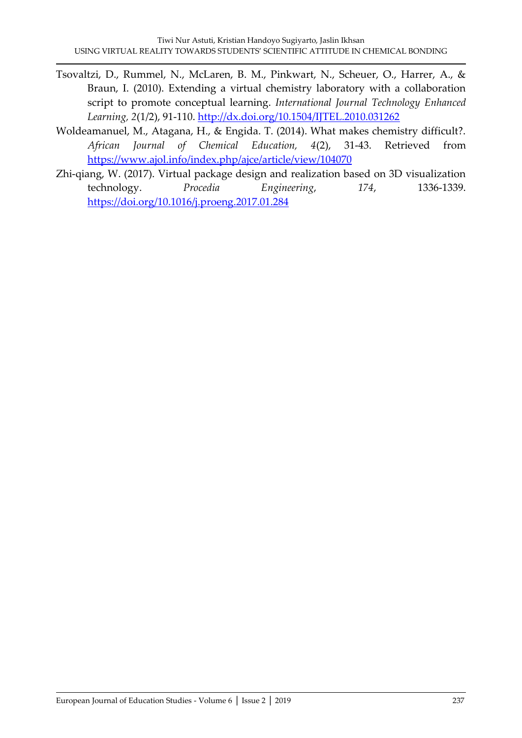Tsovaltzi, D., Rummel, N., McLaren, B. M., Pinkwart, N., Scheuer, O., Harrer, A., & Braun, I. (2010). Extending a virtual chemistry laboratory with a collaboration script to promote conceptual learning. *International Journal Technology Enhanced Learning, 2*(1/2), 91-110. http://dx.doi.org/10.1504/IJTEL.2010.031262

Woldeamanuel, M., Atagana, H., & Engida. T. (2014). What makes chemistry difficult?. *African Journal of Chemical Education, 4*(2), 31-43. Retrieved from https://www.ajol.info/index.php/ajce/article/view/104070

Zhi-qiang, W. (2017). Virtual package design and realization based on 3D visualization technology. *Procedia Engineering*, *174*, 1336-1339. https://doi.org/10.1016/j.proeng.2017.01.284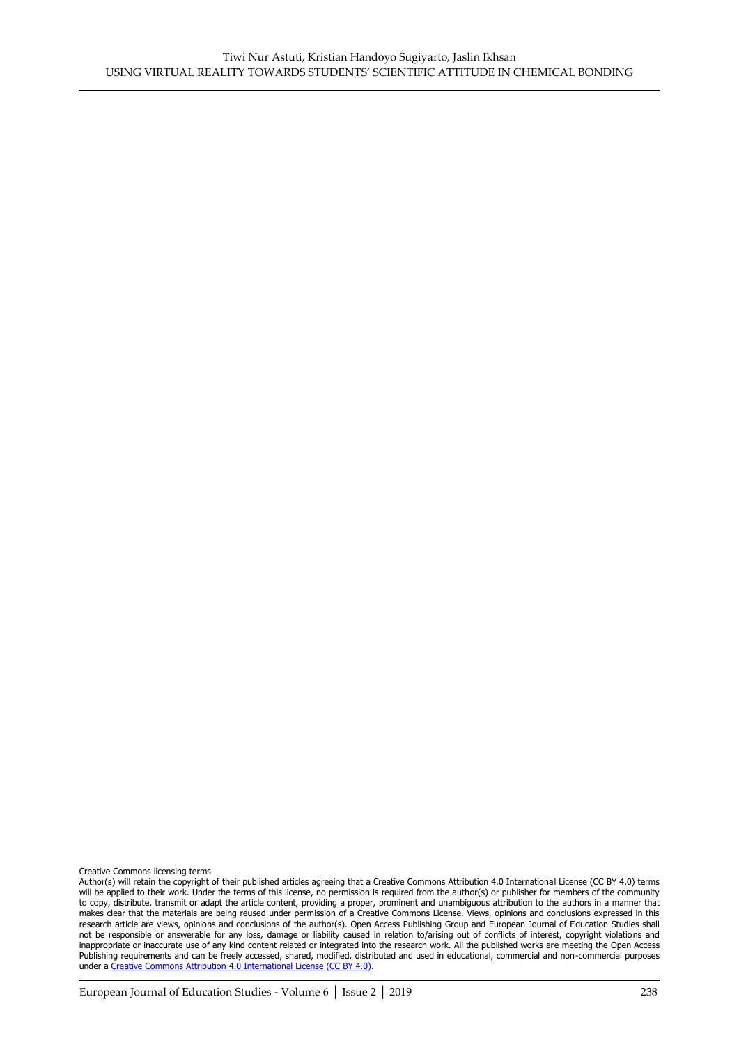Creative Commons licensing terms

Author(s) will retain the copyright of their published articles agreeing that a Creative Commons Attribution 4.0 International License (CC BY 4.0) terms will be applied to their work. Under the terms of this license, no permission is required from the author(s) or publisher for members of the community to copy, distribute, transmit or adapt the article content, providing a proper, prominent and unambiguous attribution to the authors in a manner that makes clear that the materials are being reused under permission of a Creative Commons License. Views, opinions and conclusions expressed in this research article are views, opinions and conclusions of the author(s). Open Access Publishing Group and European Journal of Education Studies shall not be responsible or answerable for any loss, damage or liability caused in relation to/arising out of conflicts of interest, copyright violations and inappropriate or inaccurate use of any kind content related or integrated into the research work. All the published works are meeting the Open Access Publishing requirements and can be freely accessed, shared, modified, distributed and used in educational, commercial and non-commercial purposes under a [Creative Commons Attribution 4.0 International License (CC BY 4.0)](https://creativecommons.org/licenses/by/4.0/).